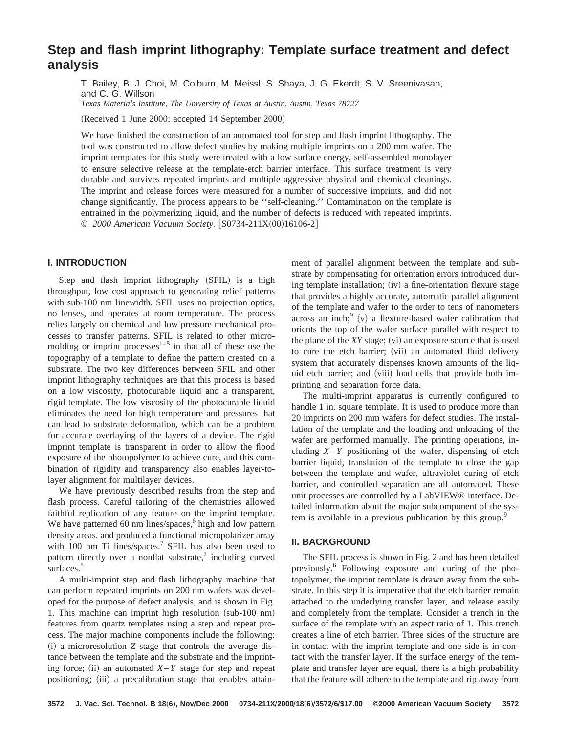# Step and flash imprint lithography: Template surface treatment and defect analysis

T. Bailey, B. J. Choi, M. Colburn, M. Meissl, S. Shaya, J. G. Ekerdt, S. V. Sreenivasan, and C. G. Willson

*Texas Materials Institute, The University of Texas at Austin, Austin, Texas 78727*

(Received 1 June 2000; accepted 14 September 2000)

We have finished the construction of an automated tool for step and flash imprint lithography. The tool was constructed to allow defect studies by making multiple imprints on a 200 mm wafer. The imprint templates for this study were treated with a low surface energy, self-assembled monolayer to ensure selective release at the template-etch barrier interface. This surface treatment is very durable and survives repeated imprints and multiple aggressive physical and chemical cleanings. The imprint and release forces were measured for a number of successive imprints, and did not change significantly. The process appears to be ''self-cleaning.'' Contamination on the template is entrained in the polymerizing liquid, and the number of defects is reduced with repeated imprints. © *2000 American Vacuum Society.* [S0734-211X(00)16106-2]

## I. INTRODUCTION

Step and flash imprint lithography (SFIL) is a high throughput, low cost approach to generating relief patterns with sub-100 nm linewidth. SFIL uses no projection optics, no lenses, and operates at room temperature. The process relies largely on chemical and low pressure mechanical processes to transfer patterns. SFIL is related to other micromolding or imprint processes[1–5] in that all of these use the topography of a template to define the pattern created on a substrate. The two key differences between SFIL and other imprint lithography techniques are that this process is based on a low viscosity, photocurable liquid and a transparent, rigid template. The low viscosity of the photocurable liquid eliminates the need for high temperature and pressures that can lead to substrate deformation, which can be a problem for accurate overlaying of the layers of a device. The rigid imprint template is transparent in order to allow the flood exposure of the photopolymer to achieve cure, and this combination of rigidity and transparency also enables layer-to-layer alignment for multilayer devices.

We have previously described results from the step and flash process. Careful tailoring of the chemistries allowed faithful replication of any feature on the imprint template. We have patterned 60 nm lines/spaces,[6] high and low pattern density areas, and produced a functional micropolarizer array with 100 nm Ti lines/spaces.[7] SFIL has also been used to pattern directly over a nonflat substrate,[7] including curved surfaces.[8]

A multi-imprint step and flash lithography machine that can perform repeated imprints on 200 nm wafers was developed for the purpose of defect analysis, and is shown in Fig. 1. This machine can imprint high resolution (sub-100 nm) features from quartz templates using a step and repeat process. The major machine components include the following: (i) a microresolution $Z$ stage that controls the average distance between the template and the substrate and the imprinting force; (ii) an automated $X-Y$ stage for step and repeat positioning; (iii) a precalibration stage that enables attainment of parallel alignment between the template and substrate by compensating for orientation errors introduced during template installation; (iv) a fine-orientation flexure stage that provides a highly accurate, automatic parallel alignment of the template and wafer to the order to tens of nanometers across an inch;[9] (v) a flexure-based wafer calibration that orients the top of the wafer surface parallel with respect to the plane of the $XY$ stage; (vi) an exposure source that is used to cure the etch barrier; (vii) an automated fluid delivery system that accurately dispenses known amounts of the liquid etch barrier; and (viii) load cells that provide both imprinting and separation force data.

The multi-imprint apparatus is currently configured to handle 1 in. square template. It is used to produce more than 20 imprints on 200 mm wafers for defect studies. The installation of the template and the loading and unloading of the wafer are performed manually. The printing operations, including $X-Y$ positioning of the wafer, dispensing of etch barrier liquid, translation of the template to close the gap between the template and wafer, ultraviolet curing of etch barrier, and controlled separation are all automated. These unit processes are controlled by a LabVIEW® interface. Detailed information about the major subcomponent of the system is available in a previous publication by this group.[9]

## II. BACKGROUND

The SFIL process is shown in Fig. 2 and has been detailed previously.[6] Following exposure and curing of the photopolymer, the imprint template is drawn away from the substrate. In this step it is imperative that the etch barrier remain attached to the underlying transfer layer, and release easily and completely from the template. Consider a trench in the surface of the template with an aspect ratio of 1. This trench creates a line of etch barrier. Three sides of the structure are in contact with the imprint template and one side is in contact with the transfer layer. If the surface energy of the template and transfer layer are equal, there is a high probability that the feature will adhere to the template and rip away from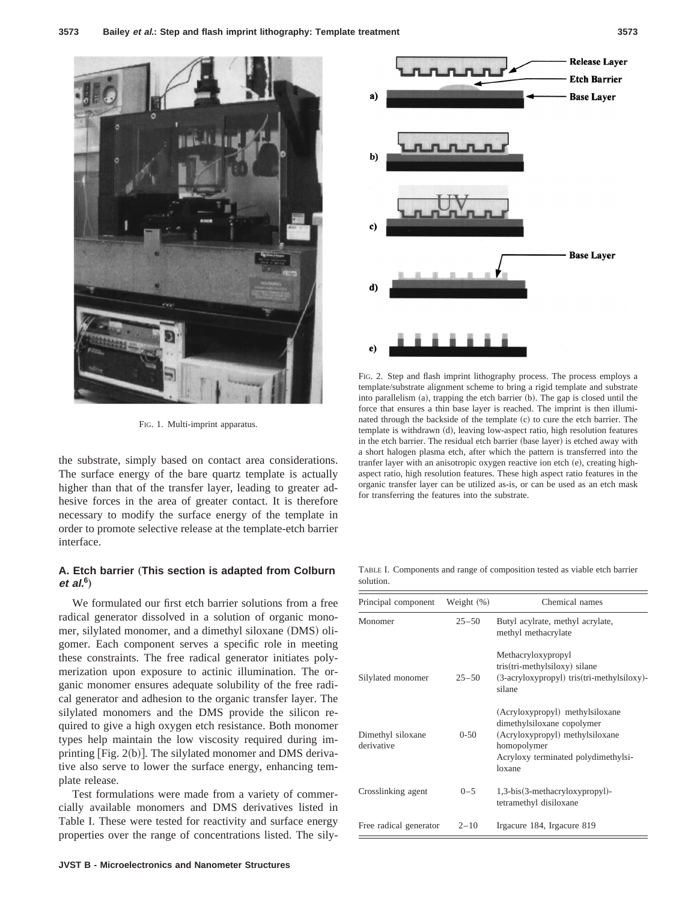FIG. 1. Multi-imprint apparatus.

FIG. 2. Step and flash imprint lithography process. The process employs a template/substrate alignment scheme to bring a rigid template and substrate into parallelism (a), trapping the etch barrier (b). The gap is closed until the force that ensures a thin base layer is reached. The imprint is then illuminated through the backside of the template (c) to cure the etch barrier. The template is withdrawn (d), leaving low-aspect ratio, high resolution features in the etch barrier. The residual etch barrier (base layer) is etched away with a short halogen plasma etch, after which the pattern is transferred into the tranfer layer with an anisotropic oxygen reactive ion etch (e), creating high-aspect ratio, high resolution features. These high aspect ratio features in the organic transfer layer can be utilized as-is, or can be used as an etch mask for transferring the features into the substrate.

the substrate, simply based on contact area considerations. The surface energy of the bare quartz template is actually higher than that of the transfer layer, leading to greater adhesive forces in the area of greater contact. It is therefore necessary to modify the surface energy of the template in order to promote selective release at the template-etch barrier interface.

### A. Etch barrier (This section is adapted from Colburn *et al.*[6])

We formulated our first etch barrier solutions from a free radical generator dissolved in a solution of organic monomer, silylated monomer, and a dimethyl siloxane (DMS) oligomer. Each component serves a specific role in meeting these constraints. The free radical generator initiates polymerization upon exposure to actinic illumination. The organic monomer ensures adequate solubility of the free radical generator and adhesion to the organic transfer layer. The silylated monomers and the DMS provide the silicon required to give a high oxygen etch resistance. Both monomer types help maintain the low viscosity required during imprinting [Fig. 2(b)]. The silylated monomer and DMS derivative also serve to lower the surface energy, enhancing template release.

Test formulations were made from a variety of commercially available monomers and DMS derivatives listed in Table I. These were tested for reactivity and surface energy properties over the range of concentrations listed. The sily-

TABLE I. Components and range of composition tested as viable etch barrier solution.

| Principal component | Weight (%) | Chemical names |
|---|---|---|
| Monomer | 25–50 | Butyl acylrate, methyl acrylate, methyl methacrylate |
| Silylated monomer | 25–50 | Methacryloxypropyl tris(tri-methylsiloxy) silane (3-acryloxypropyl) tris(tri-methylsiloxy)-silane |
| Dimethyl siloxane derivative | 0-50 | (Acryloxypropyl) methylsiloxane dimethylsiloxane copolymer (Acryloxypropyl) methylsiloxane homopolymer Acryloxy terminated polydimethylsiloxane |
| Crosslinking agent | 0–5 | 1,3-bis(3-methacryloxypropyl)-tetramethyl disiloxane |
| Free radical generator | 2–10 | Irgacure 184, Irgacure 819 |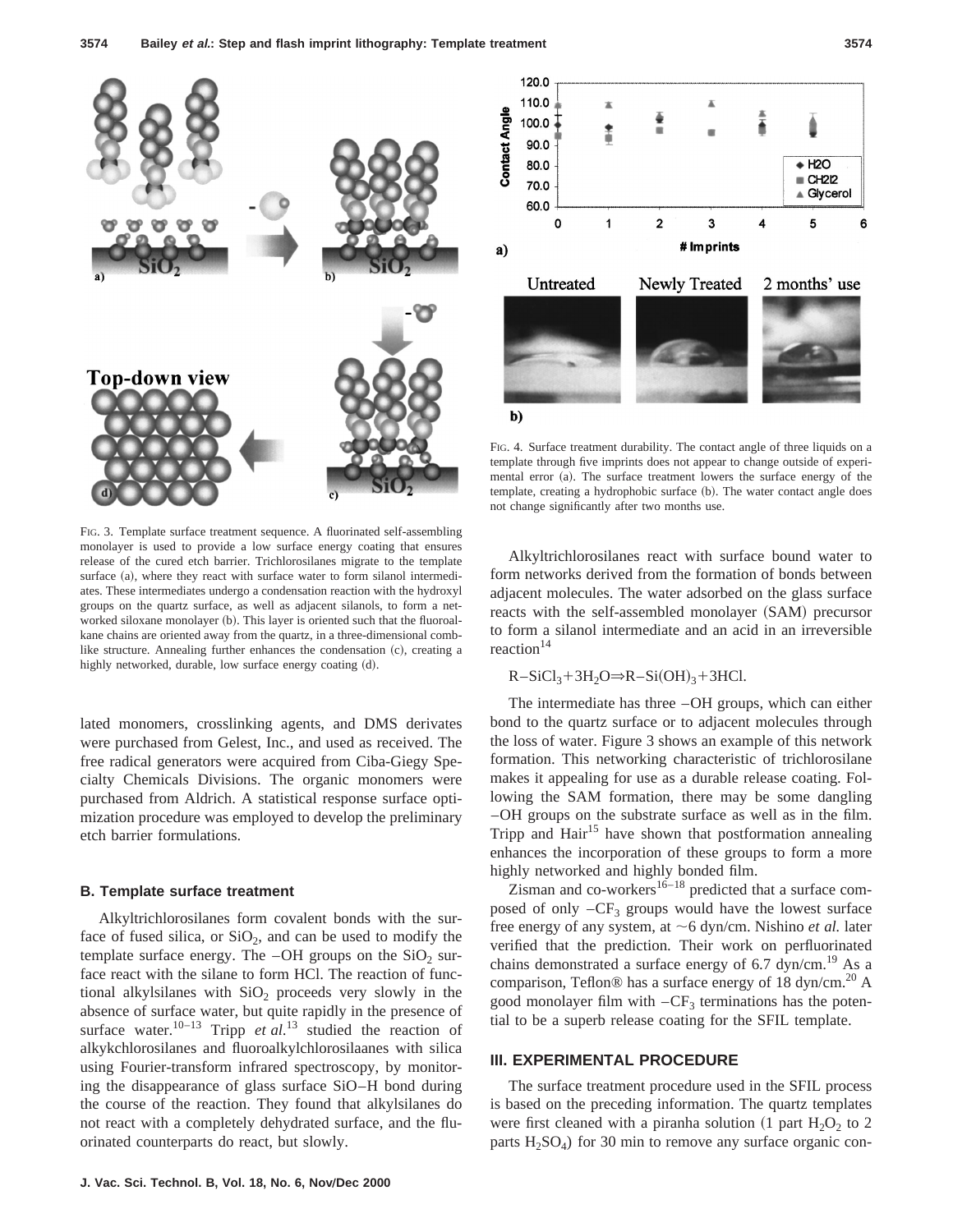FIG. 3. Template surface treatment sequence. A fluorinated self-assembling monolayer is used to provide a low surface energy coating that ensures release of the cured etch barrier. Trichlorosilanes migrate to the template surface (a), where they react with surface water to form silanol intermediates. These intermediates undergo a condensation reaction with the hydroxyl groups on the quartz surface, as well as adjacent silanols, to form a networked siloxane monolayer (b). This layer is oriented such that the fluoroalkane chains are oriented away from the quartz, in a three-dimensional comblike structure. Annealing further enhances the condensation (c), creating a highly networked, durable, low surface energy coating (d).

FIG. 4. Surface treatment durability. The contact angle of three liquids on a template through five imprints does not appear to change outside of experimental error (a). The surface treatment lowers the surface energy of the template, creating a hydrophobic surface (b). The water contact angle does not change significantly after two months use.

lated monomers, crosslinking agents, and DMS derivates were purchased from Gelest, Inc., and used as received. The free radical generators were acquired from Ciba-Giegy Specialty Chemicals Divisions. The organic monomers were purchased from Aldrich. A statistical response surface optimization procedure was employed to develop the preliminary etch barrier formulations.

### B. Template surface treatment

Alkyltrichlorosilanes form covalent bonds with the surface of fused silica, or $SiO_2$, and can be used to modify the template surface energy. The –OH groups on the $SiO_2$ surface react with the silane to form HCl. The reaction of functional alkylsilanes with $SiO_2$ proceeds very slowly in the absence of surface water, but quite rapidly in the presence of surface water.[10–13] Tripp *et al.*[13] studied the reaction of alkykchlorosilanes and fluoroalkylchlorosilaanes with silica using Fourier-transform infrared spectroscopy, by monitoring the disappearance of glass surface SiO–H bond during the course of the reaction. They found that alkylsilanes do not react with a completely dehydrated surface, and the fluorinated counterparts do react, but slowly.

Alkyltrichlorosilanes react with surface bound water to form networks derived from the formation of bonds between adjacent molecules. The water adsorbed on the glass surface reacts with the self-assembled monolayer (SAM) precursor to form a silanol intermediate and an acid in an irreversible reaction[14]

$$R\text{–}SiCl_3 + 3H_2O \Rightarrow R\text{–}Si(OH)_3 + 3HCl.$$

The intermediate has three –OH groups, which can either bond to the quartz surface or to adjacent molecules through the loss of water. Figure 3 shows an example of this network formation. This networking characteristic of trichlorosilane makes it appealing for use as a durable release coating. Following the SAM formation, there may be some dangling –OH groups on the substrate surface as well as in the film. Tripp and Hair[15] have shown that postformation annealing enhances the incorporation of these groups to form a more highly networked and highly bonded film.

Zisman and co-workers[16–18] predicted that a surface composed of only $-CF_3$ groups would have the lowest surface free energy of any system, at ~6 dyn/cm. Nishino *et al.* later verified that the prediction. Their work on perfluorinated chains demonstrated a surface energy of 6.7 dyn/cm.[19] As a comparison, Teflon® has a surface energy of 18 dyn/cm.[20] A good monolayer film with $-CF_3$ terminations has the potential to be a superb release coating for the SFIL template.

## III. EXPERIMENTAL PROCEDURE

The surface treatment procedure used in the SFIL process is based on the preceding information. The quartz templates were first cleaned with a piranha solution (1 part $H_2O_2$ to 2 parts $H_2SO_4$) for 30 min to remove any surface organic con-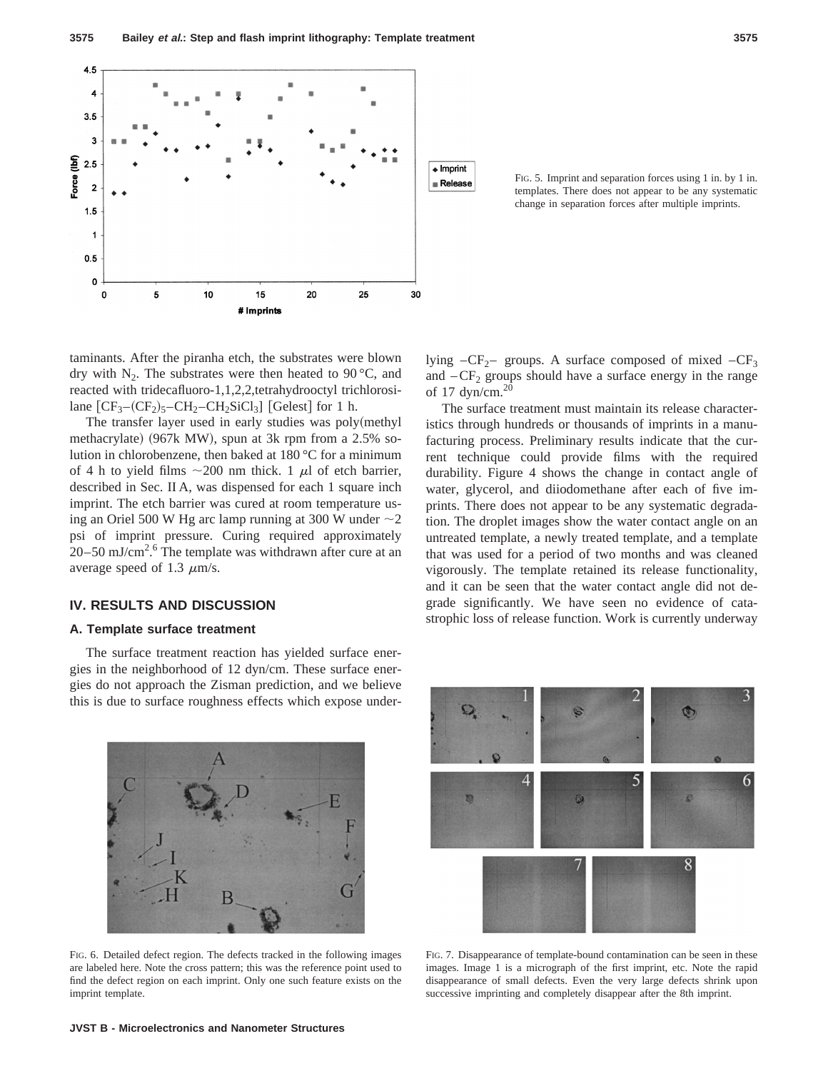FIG. 5. Imprint and separation forces using 1 in. by 1 in. templates. There does not appear to be any systematic change in separation forces after multiple imprints.

taminants. After the piranha etch, the substrates were blown dry with $N_2$. The substrates were then heated to 90 °C, and reacted with tridecafluoro-1,1,2,2,tetrahydrooctyl trichlorosilane [$CF_3$–$(CF_2)_5$–$CH_2$–$CH_2SiCl_3$] [Gelest] for 1 h.

The transfer layer used in early studies was poly(methyl methacrylate) (967k MW), spun at 3k rpm from a 2.5% solution in chlorobenzene, then baked at 180 °C for a minimum of 4 h to yield films ~200 nm thick. 1 $\mu$l of etch barrier, described in Sec. II A, was dispensed for each 1 square inch imprint. The etch barrier was cured at room temperature using an Oriel 500 W Hg arc lamp running at 300 W under ~2 psi of imprint pressure. Curing required approximately 20–50 mJ/cm$^2$.[6] The template was withdrawn after cure at an average speed of 1.3 $\mu$m/s.

## IV. RESULTS AND DISCUSSION

### A. Template surface treatment

The surface treatment reaction has yielded surface energies in the neighborhood of 12 dyn/cm. These surface energies do not approach the Zisman prediction, and we believe this is due to surface roughness effects which expose underlying –$CF_2$– groups. A surface composed of mixed –$CF_3$ and –$CF_2$ groups should have a surface energy in the range of 17 dyn/cm.[20]

The surface treatment must maintain its release characteristics through hundreds or thousands of imprints in a manufacturing process. Preliminary results indicate that the current technique could provide films with the required durability. Figure 4 shows the change in contact angle of water, glycerol, and diiodomethane after each of five imprints. There does not appear to be any systematic degradation. The droplet images show the water contact angle on an untreated template, a newly treated template, and a template that was used for a period of two months and was cleaned vigorously. The template retained its release functionality, and it can be seen that the water contact angle did not degrade significantly. We have seen no evidence of catastrophic loss of release function. Work is currently underway

FIG. 6. Detailed defect region. The defects tracked in the following images are labeled here. Note the cross pattern; this was the reference point used to find the defect region on each imprint. Only one such feature exists on the imprint template.

FIG. 7. Disappearance of template-bound contamination can be seen in these images. Image 1 is a micrograph of the first imprint, etc. Note the rapid disappearance of small defects. Even the very large defects shrink upon successive imprinting and completely disappear after the 8th imprint.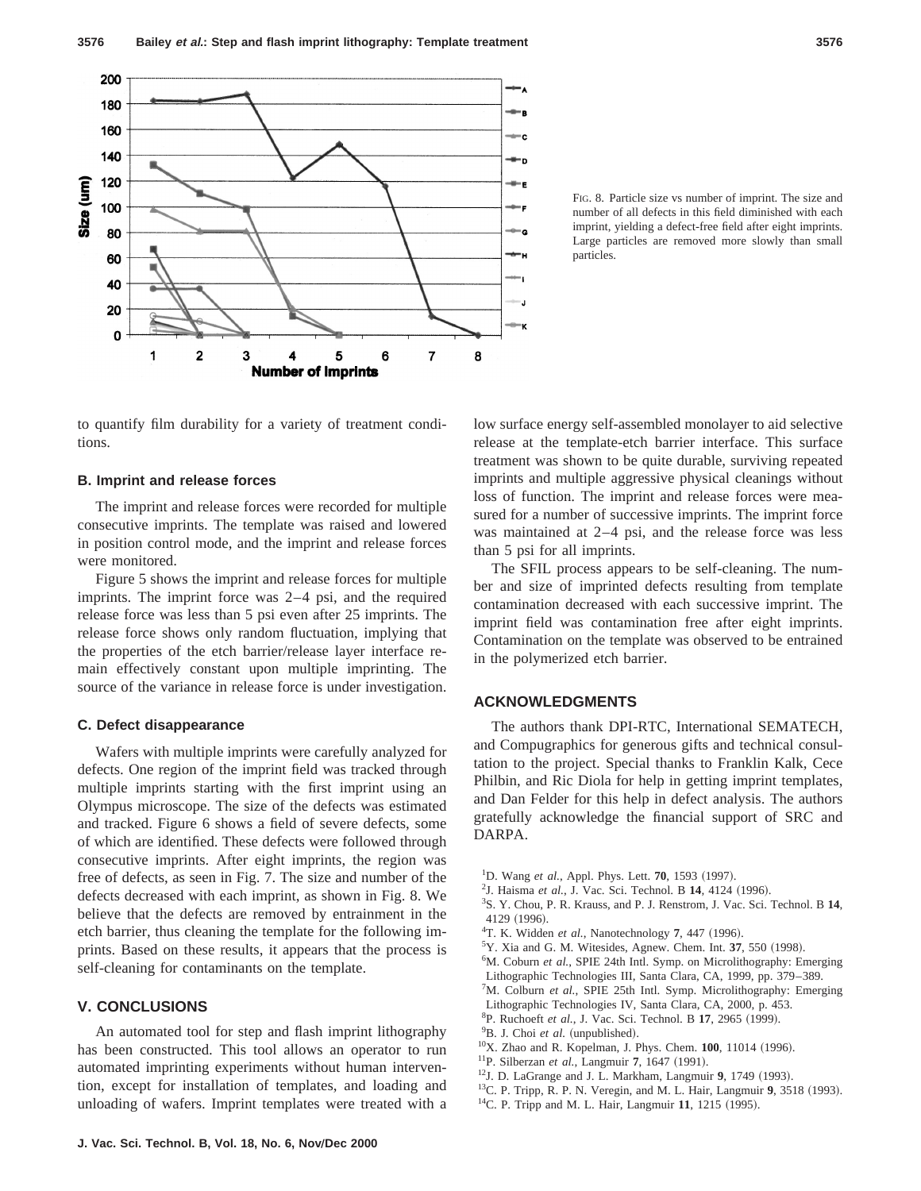FIG. 8. Particle size vs number of imprint. The size and number of all defects in this field diminished with each imprint, yielding a defect-free field after eight imprints. Large particles are removed more slowly than small particles.

to quantify film durability for a variety of treatment conditions.

### B. Imprint and release forces

The imprint and release forces were recorded for multiple consecutive imprints. The template was raised and lowered in position control mode, and the imprint and release forces were monitored.

Figure 5 shows the imprint and release forces for multiple imprints. The imprint force was 2–4 psi, and the required release force was less than 5 psi even after 25 imprints. The release force shows only random fluctuation, implying that the properties of the etch barrier/release layer interface remain effectively constant upon multiple imprinting. The source of the variance in release force is under investigation.

### C. Defect disappearance

Wafers with multiple imprints were carefully analyzed for defects. One region of the imprint field was tracked through multiple imprints starting with the first imprint using an Olympus microscope. The size of the defects was estimated and tracked. Figure 6 shows a field of severe defects, some of which are identified. These defects were followed through consecutive imprints. After eight imprints, the region was free of defects, as seen in Fig. 7. The size and number of the defects decreased with each imprint, as shown in Fig. 8. We believe that the defects are removed by entrainment in the etch barrier, thus cleaning the template for the following imprints. Based on these results, it appears that the process is self-cleaning for contaminants on the template.

## V. CONCLUSIONS

An automated tool for step and flash imprint lithography has been constructed. This tool allows an operator to run automated imprinting experiments without human intervention, except for installation of templates, and loading and unloading of wafers. Imprint templates were treated with a low surface energy self-assembled monolayer to aid selective release at the template-etch barrier interface. This surface treatment was shown to be quite durable, surviving repeated imprints and multiple aggressive physical cleanings without loss of function. The imprint and release forces were measured for a number of successive imprints. The imprint force was maintained at 2–4 psi, and the release force was less than 5 psi for all imprints.

The SFIL process appears to be self-cleaning. The number and size of imprinted defects resulting from template contamination decreased with each successive imprint. The imprint field was contamination free after eight imprints. Contamination on the template was observed to be entrained in the polymerized etch barrier.

## ACKNOWLEDGMENTS

The authors thank DPI-RTC, International SEMATECH, and Compugraphics for generous gifts and technical consultation to the project. Special thanks to Franklin Kalk, Cece Philbin, and Ric Diola for help in getting imprint templates, and Dan Felder for this help in defect analysis. The authors gratefully acknowledge the financial support of SRC and DARPA.

[1]D. Wang *et al.*, Appl. Phys. Lett. **70**, 1593 (1997).
[2]J. Haisma *et al.*, J. Vac. Sci. Technol. B **14**, 4124 (1996).
[3]S. Y. Chou, P. R. Krauss, and P. J. Renstrom, J. Vac. Sci. Technol. B **14**, 4129 (1996).
[4]T. K. Widden *et al.*, Nanotechnology **7**, 447 (1996).
[5]Y. Xia and G. M. Witesides, Agnew. Chem. Int. **37**, 550 (1998).
[6]M. Coburn *et al.*, SPIE 24th Intl. Symp. on Microlithography: Emerging Lithographic Technologies III, Santa Clara, CA, 1999, pp. 379–389.
[7]M. Colburn *et al.*, SPIE 25th Intl. Symp. Microlithography: Emerging Lithographic Technologies IV, Santa Clara, CA, 2000, p. 453.
[8]P. Ruchoeft *et al.*, J. Vac. Sci. Technol. B **17**, 2965 (1999).
[9]B. J. Choi *et al.* (unpublished).
[10]X. Zhao and R. Kopelman, J. Phys. Chem. **100**, 11014 (1996).
[11]P. Silberzan *et al.*, Langmuir **7**, 1647 (1991).
[12]J. D. LaGrange and J. L. Markham, Langmuir **9**, 1749 (1993).
[13]C. P. Tripp, R. P. N. Veregin, and M. L. Hair, Langmuir **9**, 3518 (1993).
[14]C. P. Tripp and M. L. Hair, Langmuir **11**, 1215 (1995).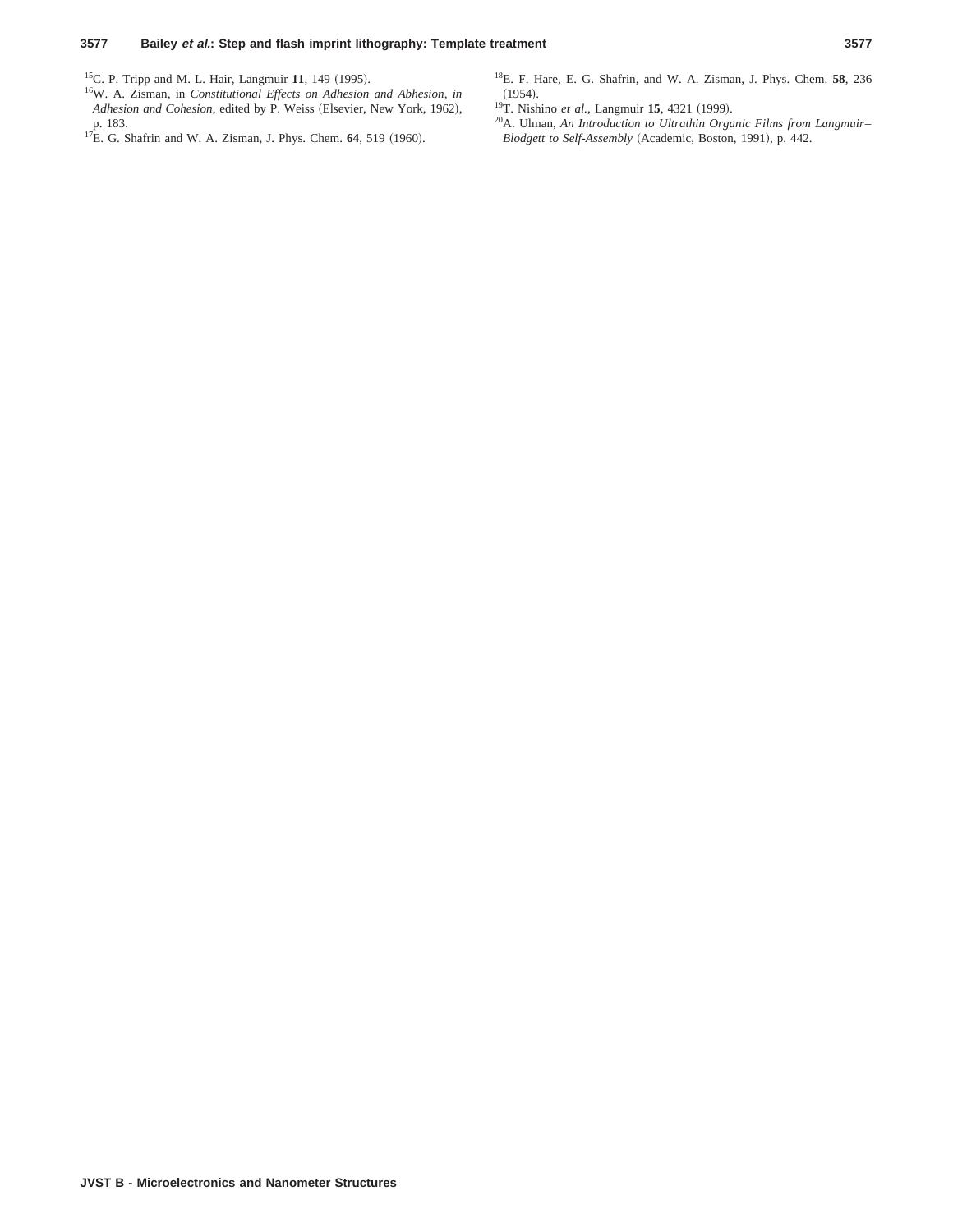[15]C. P. Tripp and M. L. Hair, Langmuir **11**, 149 (1995).

[16]W. A. Zisman, in *Constitutional Effects on Adhesion and Abhesion, in Adhesion and Cohesion*, edited by P. Weiss (Elsevier, New York, 1962), p. 183.

[17]E. G. Shafrin and W. A. Zisman, J. Phys. Chem. **64**, 519 (1960).

[18]E. F. Hare, E. G. Shafrin, and W. A. Zisman, J. Phys. Chem. **58**, 236 (1954).

[19]T. Nishino *et al.*, Langmuir **15**, 4321 (1999).

[20]A. Ulman, *An Introduction to Ultrathin Organic Films from Langmuir–Blodgett to Self-Assembly* (Academic, Boston, 1991), p. 442.